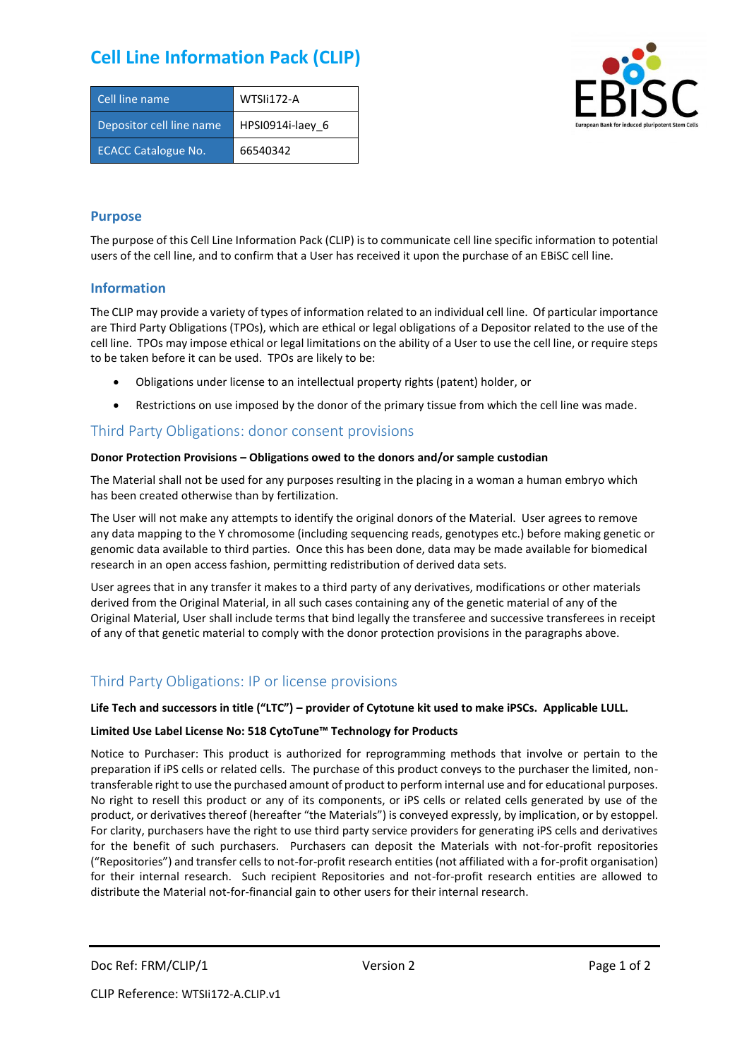# Cell Line Information Pack (CLIP)

| Cell line name | WTSIi172-A |
|---|---|
| Depositor cell line name | HPSI0914i-laey_6 |
| ECACC Catalogue No. | 66540342 |

## Purpose

The purpose of this Cell Line Information Pack (CLIP) is to communicate cell line specific information to potential users of the cell line, and to confirm that a User has received it upon the purchase of an EBiSC cell line.

## Information

The CLIP may provide a variety of types of information related to an individual cell line. Of particular importance are Third Party Obligations (TPOs), which are ethical or legal obligations of a Depositor related to the use of the cell line. TPOs may impose ethical or legal limitations on the ability of a User to use the cell line, or require steps to be taken before it can be used. TPOs are likely to be:

- Obligations under license to an intellectual property rights (patent) holder, or
- Restrictions on use imposed by the donor of the primary tissue from which the cell line was made.

## Third Party Obligations: donor consent provisions

**Donor Protection Provisions – Obligations owed to the donors and/or sample custodian**

The Material shall not be used for any purposes resulting in the placing in a woman a human embryo which has been created otherwise than by fertilization.

The User will not make any attempts to identify the original donors of the Material. User agrees to remove any data mapping to the Y chromosome (including sequencing reads, genotypes etc.) before making genetic or genomic data available to third parties. Once this has been done, data may be made available for biomedical research in an open access fashion, permitting redistribution of derived data sets.

User agrees that in any transfer it makes to a third party of any derivatives, modifications or other materials derived from the Original Material, in all such cases containing any of the genetic material of any of the Original Material, User shall include terms that bind legally the transferee and successive transferees in receipt of any of that genetic material to comply with the donor protection provisions in the paragraphs above.

## Third Party Obligations: IP or license provisions

**Life Tech and successors in title ("LTC") – provider of Cytotune kit used to make iPSCs. Applicable LULL.**

**Limited Use Label License No: 518 CytoTune™ Technology for Products**

Notice to Purchaser: This product is authorized for reprogramming methods that involve or pertain to the preparation if iPS cells or related cells. The purchase of this product conveys to the purchaser the limited, non-transferable right to use the purchased amount of product to perform internal use and for educational purposes. No right to resell this product or any of its components, or iPS cells or related cells generated by use of the product, or derivatives thereof (hereafter "the Materials") is conveyed expressly, by implication, or by estoppel. For clarity, purchasers have the right to use third party service providers for generating iPS cells and derivatives for the benefit of such purchasers. Purchasers can deposit the Materials with not-for-profit repositories ("Repositories") and transfer cells to not-for-profit research entities (not affiliated with a for-profit organisation) for their internal research. Such recipient Repositories and not-for-profit research entities are allowed to distribute the Material not-for-financial gain to other users for their internal research.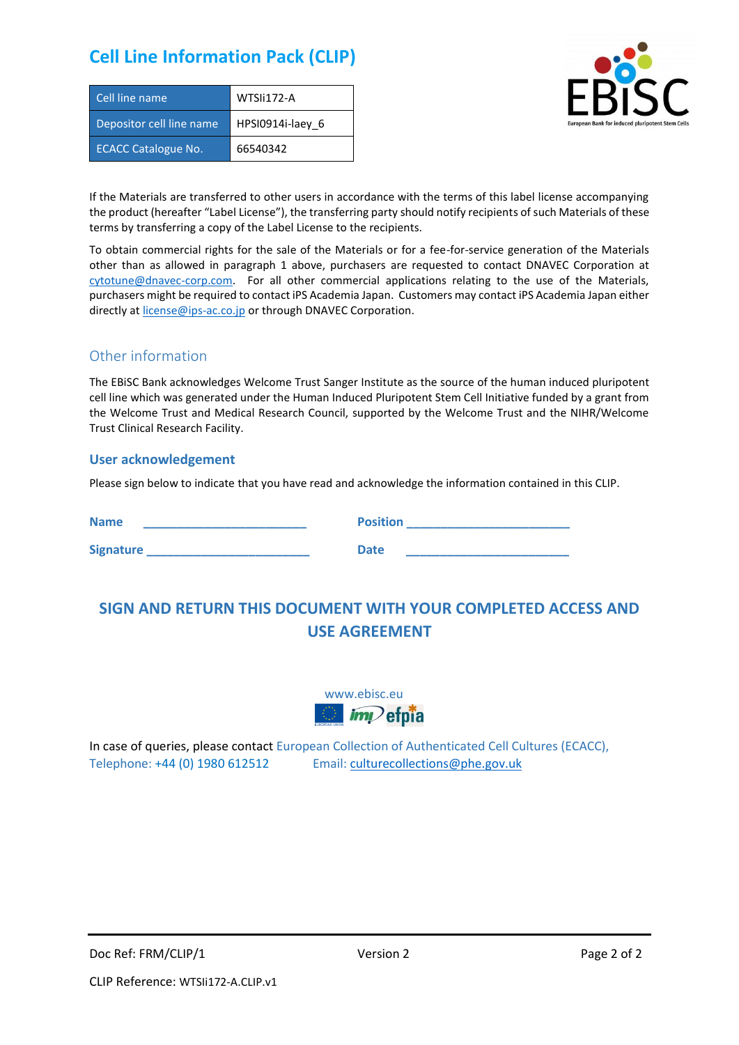# Cell Line Information Pack (CLIP)

| | |
|---|---|
| Cell line name | WTSIi172-A |
| Depositor cell line name | HPSI0914i-laey_6 |
| ECACC Catalogue No. | 66540342 |

If the Materials are transferred to other users in accordance with the terms of this label license accompanying the product (hereafter "Label License"), the transferring party should notify recipients of such Materials of these terms by transferring a copy of the Label License to the recipients.

To obtain commercial rights for the sale of the Materials or for a fee-for-service generation of the Materials other than as allowed in paragraph 1 above, purchasers are requested to contact DNAVEC Corporation at cytotune@dnavec-corp.com. For all other commercial applications relating to the use of the Materials, purchasers might be required to contact iPS Academia Japan. Customers may contact iPS Academia Japan either directly at license@ips-ac.co.jp or through DNAVEC Corporation.

## Other information

The EBiSC Bank acknowledges Welcome Trust Sanger Institute as the source of the human induced pluripotent cell line which was generated under the Human Induced Pluripotent Stem Cell Initiative funded by a grant from the Welcome Trust and Medical Research Council, supported by the Welcome Trust and the NIHR/Welcome Trust Clinical Research Facility.

### User acknowledgement

Please sign below to indicate that you have read and acknowledge the information contained in this CLIP.

**Name** ________________________ **Position** ________________________

**Signature** ________________________ **Date** ________________________

## SIGN AND RETURN THIS DOCUMENT WITH YOUR COMPLETED ACCESS AND USE AGREEMENT

www.ebisc.eu

In case of queries, please contact European Collection of Authenticated Cell Cultures (ECACC),
Telephone: +44 (0) 1980 612512 Email: culturecollections@phe.gov.uk

Doc Ref: FRM/CLIP/1 Version 2

CLIP Reference: WTSIi172-A.CLIP.v1